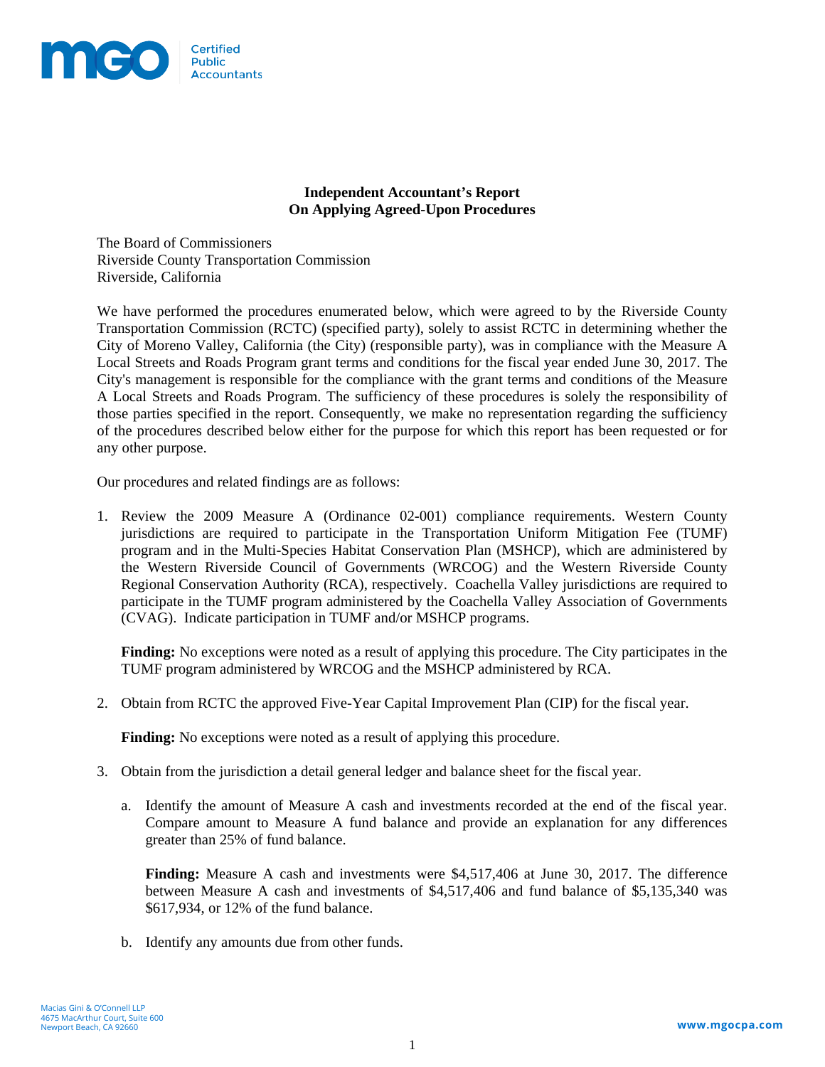## Independent Accountant's Report
## On Applying Agreed-Upon Procedures

The Board of Commissioners
Riverside County Transportation Commission
Riverside, California

We have performed the procedures enumerated below, which were agreed to by the Riverside County Transportation Commission (RCTC) (specified party), solely to assist RCTC in determining whether the City of Moreno Valley, California (the City) (responsible party), was in compliance with the Measure A Local Streets and Roads Program grant terms and conditions for the fiscal year ended June 30, 2017. The City's management is responsible for the compliance with the grant terms and conditions of the Measure A Local Streets and Roads Program. The sufficiency of these procedures is solely the responsibility of those parties specified in the report. Consequently, we make no representation regarding the sufficiency of the procedures described below either for the purpose for which this report has been requested or for any other purpose.

Our procedures and related findings are as follows:

1. Review the 2009 Measure A (Ordinance 02-001) compliance requirements. Western County jurisdictions are required to participate in the Transportation Uniform Mitigation Fee (TUMF) program and in the Multi-Species Habitat Conservation Plan (MSHCP), which are administered by the Western Riverside Council of Governments (WRCOG) and the Western Riverside County Regional Conservation Authority (RCA), respectively. Coachella Valley jurisdictions are required to participate in the TUMF program administered by the Coachella Valley Association of Governments (CVAG). Indicate participation in TUMF and/or MSHCP programs.

   **Finding:** No exceptions were noted as a result of applying this procedure. The City participates in the TUMF program administered by WRCOG and the MSHCP administered by RCA.

2. Obtain from RCTC the approved Five-Year Capital Improvement Plan (CIP) for the fiscal year.

   **Finding:** No exceptions were noted as a result of applying this procedure.

3. Obtain from the jurisdiction a detail general ledger and balance sheet for the fiscal year.

   a. Identify the amount of Measure A cash and investments recorded at the end of the fiscal year. Compare amount to Measure A fund balance and provide an explanation for any differences greater than 25% of fund balance.

      **Finding:** Measure A cash and investments were $4,517,406 at June 30, 2017. The difference between Measure A cash and investments of $4,517,406 and fund balance of $5,135,340 was $617,934, or 12% of the fund balance.

   b. Identify any amounts due from other funds.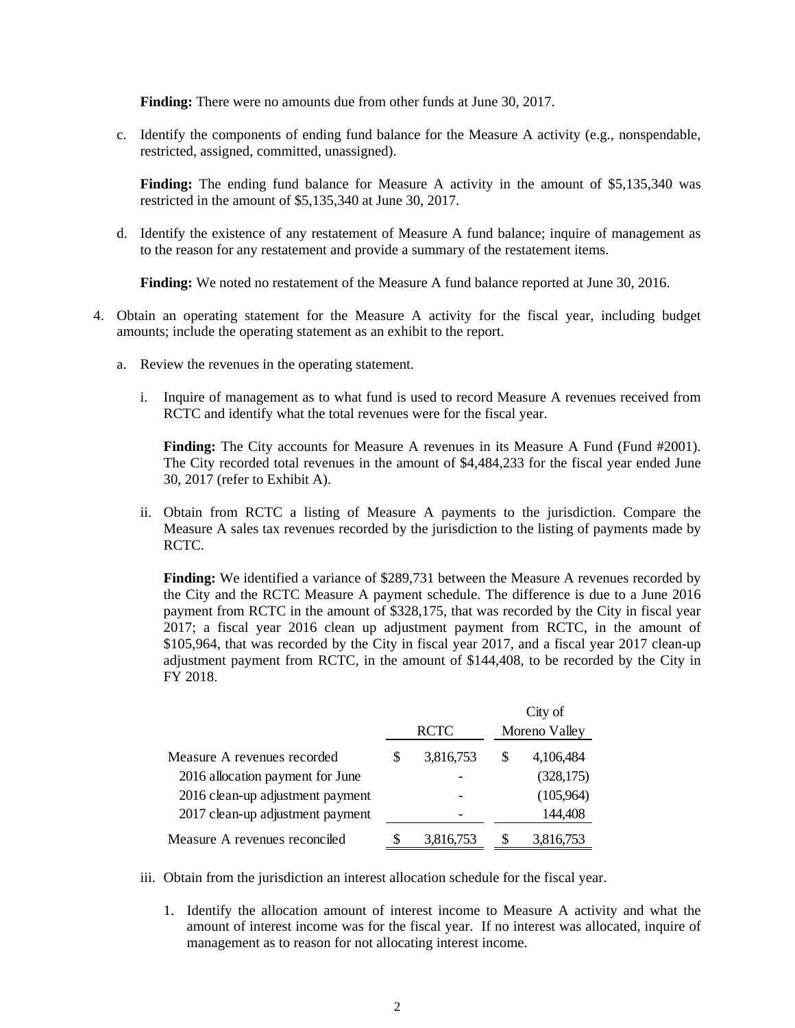**Finding:** There were no amounts due from other funds at June 30, 2017.

c. Identify the components of ending fund balance for the Measure A activity (e.g., nonspendable, restricted, assigned, committed, unassigned).

   **Finding:** The ending fund balance for Measure A activity in the amount of $5,135,340 was restricted in the amount of $5,135,340 at June 30, 2017.

d. Identify the existence of any restatement of Measure A fund balance; inquire of management as to the reason for any restatement and provide a summary of the restatement items.

   **Finding:** We noted no restatement of the Measure A fund balance reported at June 30, 2016.

4. Obtain an operating statement for the Measure A activity for the fiscal year, including budget amounts; include the operating statement as an exhibit to the report.

   a. Review the revenues in the operating statement.

      i. Inquire of management as to what fund is used to record Measure A revenues received from RCTC and identify what the total revenues were for the fiscal year.

         **Finding:** The City accounts for Measure A revenues in its Measure A Fund (Fund #2001). The City recorded total revenues in the amount of $4,484,233 for the fiscal year ended June 30, 2017 (refer to Exhibit A).

      ii. Obtain from RCTC a listing of Measure A payments to the jurisdiction. Compare the Measure A sales tax revenues recorded by the jurisdiction to the listing of payments made by RCTC.

         **Finding:** We identified a variance of $289,731 between the Measure A revenues recorded by the City and the RCTC Measure A payment schedule. The difference is due to a June 2016 payment from RCTC in the amount of $328,175, that was recorded by the City in fiscal year 2017; a fiscal year 2016 clean up adjustment payment from RCTC, in the amount of $105,964, that was recorded by the City in fiscal year 2017, and a fiscal year 2017 clean-up adjustment payment from RCTC, in the amount of $144,408, to be recorded by the City in FY 2018.

| | RCTC | City of Moreno Valley |
|---|---|---|
| Measure A revenues recorded | $ 3,816,753 | $ 4,106,484 |
| 2016 allocation payment for June | - | (328,175) |
| 2016 clean-up adjustment payment | - | (105,964) |
| 2017 clean-up adjustment payment | - | 144,408 |
| Measure A revenues reconciled | $ 3,816,753 | $ 3,816,753 |

      iii. Obtain from the jurisdiction an interest allocation schedule for the fiscal year.

         1. Identify the allocation amount of interest income to Measure A activity and what the amount of interest income was for the fiscal year. If no interest was allocated, inquire of management as to reason for not allocating interest income.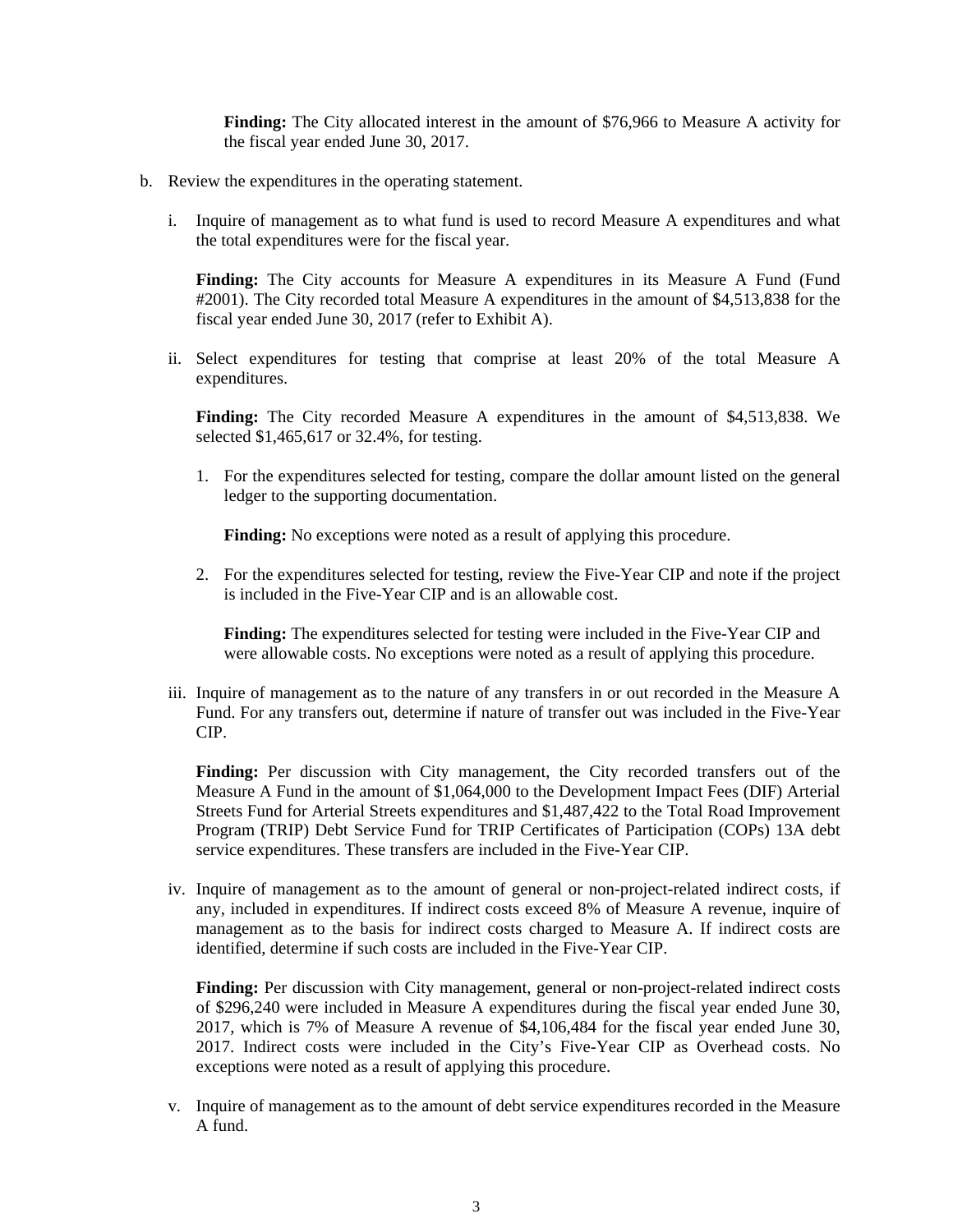**Finding:** The City allocated interest in the amount of $76,966 to Measure A activity for the fiscal year ended June 30, 2017.

b. Review the expenditures in the operating statement.

   i. Inquire of management as to what fund is used to record Measure A expenditures and what the total expenditures were for the fiscal year.

      **Finding:** The City accounts for Measure A expenditures in its Measure A Fund (Fund #2001). The City recorded total Measure A expenditures in the amount of $4,513,838 for the fiscal year ended June 30, 2017 (refer to Exhibit A).

   ii. Select expenditures for testing that comprise at least 20% of the total Measure A expenditures.

      **Finding:** The City recorded Measure A expenditures in the amount of $4,513,838. We selected $1,465,617 or 32.4%, for testing.

      1. For the expenditures selected for testing, compare the dollar amount listed on the general ledger to the supporting documentation.

         **Finding:** No exceptions were noted as a result of applying this procedure.

      2. For the expenditures selected for testing, review the Five-Year CIP and note if the project is included in the Five-Year CIP and is an allowable cost.

         **Finding:** The expenditures selected for testing were included in the Five-Year CIP and were allowable costs. No exceptions were noted as a result of applying this procedure.

   iii. Inquire of management as to the nature of any transfers in or out recorded in the Measure A Fund. For any transfers out, determine if nature of transfer out was included in the Five-Year CIP.

      **Finding:** Per discussion with City management, the City recorded transfers out of the Measure A Fund in the amount of $1,064,000 to the Development Impact Fees (DIF) Arterial Streets Fund for Arterial Streets expenditures and $1,487,422 to the Total Road Improvement Program (TRIP) Debt Service Fund for TRIP Certificates of Participation (COPs) 13A debt service expenditures. These transfers are included in the Five-Year CIP.

   iv. Inquire of management as to the amount of general or non-project-related indirect costs, if any, included in expenditures. If indirect costs exceed 8% of Measure A revenue, inquire of management as to the basis for indirect costs charged to Measure A. If indirect costs are identified, determine if such costs are included in the Five-Year CIP.

      **Finding:** Per discussion with City management, general or non-project-related indirect costs of $296,240 were included in Measure A expenditures during the fiscal year ended June 30, 2017, which is 7% of Measure A revenue of $4,106,484 for the fiscal year ended June 30, 2017. Indirect costs were included in the City's Five-Year CIP as Overhead costs. No exceptions were noted as a result of applying this procedure.

   v. Inquire of management as to the amount of debt service expenditures recorded in the Measure A fund.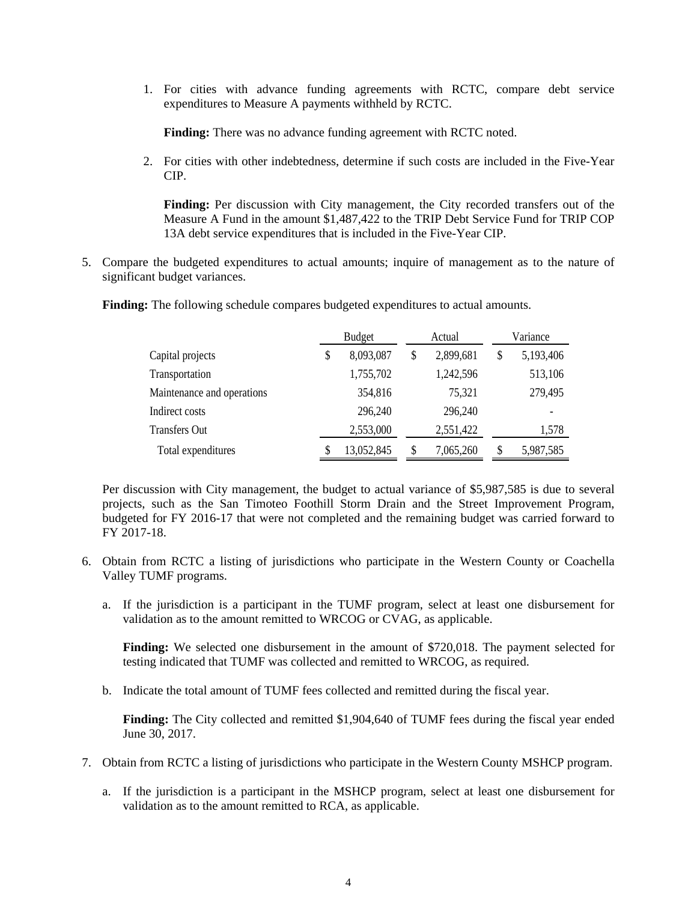1. For cities with advance funding agreements with RCTC, compare debt service expenditures to Measure A payments withheld by RCTC.

   **Finding:** There was no advance funding agreement with RCTC noted.

2. For cities with other indebtedness, determine if such costs are included in the Five-Year CIP.

   **Finding:** Per discussion with City management, the City recorded transfers out of the Measure A Fund in the amount $1,487,422 to the TRIP Debt Service Fund for TRIP COP 13A debt service expenditures that is included in the Five-Year CIP.

5. Compare the budgeted expenditures to actual amounts; inquire of management as to the nature of significant budget variances.

   **Finding:** The following schedule compares budgeted expenditures to actual amounts.

| | Budget | Actual | Variance |
|---|---|---|---|
| Capital projects | $ 8,093,087 | $ 2,899,681 | $ 5,193,406 |
| Transportation | 1,755,702 | 1,242,596 | 513,106 |
| Maintenance and operations | 354,816 | 75,321 | 279,495 |
| Indirect costs | 296,240 | 296,240 | - |
| Transfers Out | 2,553,000 | 2,551,422 | 1,578 |
| Total expenditures | $ 13,052,845 | $ 7,065,260 | $ 5,987,585 |

   Per discussion with City management, the budget to actual variance of $5,987,585 is due to several projects, such as the San Timoteo Foothill Storm Drain and the Street Improvement Program, budgeted for FY 2016-17 that were not completed and the remaining budget was carried forward to FY 2017-18.

6. Obtain from RCTC a listing of jurisdictions who participate in the Western County or Coachella Valley TUMF programs.

   a. If the jurisdiction is a participant in the TUMF program, select at least one disbursement for validation as to the amount remitted to WRCOG or CVAG, as applicable.

      **Finding:** We selected one disbursement in the amount of $720,018. The payment selected for testing indicated that TUMF was collected and remitted to WRCOG, as required.

   b. Indicate the total amount of TUMF fees collected and remitted during the fiscal year.

      **Finding:** The City collected and remitted $1,904,640 of TUMF fees during the fiscal year ended June 30, 2017.

7. Obtain from RCTC a listing of jurisdictions who participate in the Western County MSHCP program.

   a. If the jurisdiction is a participant in the MSHCP program, select at least one disbursement for validation as to the amount remitted to RCA, as applicable.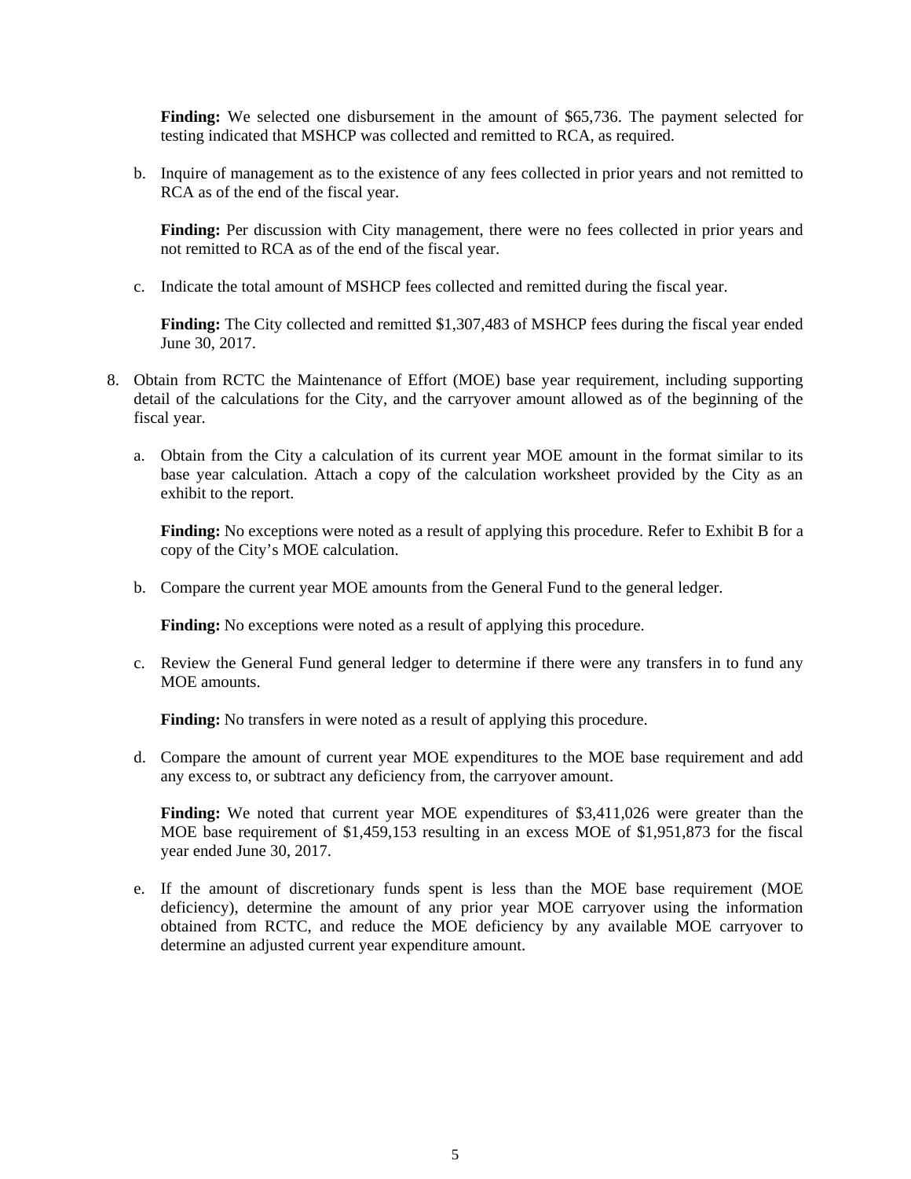**Finding:** We selected one disbursement in the amount of $65,736. The payment selected for testing indicated that MSHCP was collected and remitted to RCA, as required.

b. Inquire of management as to the existence of any fees collected in prior years and not remitted to RCA as of the end of the fiscal year.

   **Finding:** Per discussion with City management, there were no fees collected in prior years and not remitted to RCA as of the end of the fiscal year.

c. Indicate the total amount of MSHCP fees collected and remitted during the fiscal year.

   **Finding:** The City collected and remitted $1,307,483 of MSHCP fees during the fiscal year ended June 30, 2017.

8. Obtain from RCTC the Maintenance of Effort (MOE) base year requirement, including supporting detail of the calculations for the City, and the carryover amount allowed as of the beginning of the fiscal year.

   a. Obtain from the City a calculation of its current year MOE amount in the format similar to its base year calculation. Attach a copy of the calculation worksheet provided by the City as an exhibit to the report.

      **Finding:** No exceptions were noted as a result of applying this procedure. Refer to Exhibit B for a copy of the City's MOE calculation.

   b. Compare the current year MOE amounts from the General Fund to the general ledger.

      **Finding:** No exceptions were noted as a result of applying this procedure.

   c. Review the General Fund general ledger to determine if there were any transfers in to fund any MOE amounts.

      **Finding:** No transfers in were noted as a result of applying this procedure.

   d. Compare the amount of current year MOE expenditures to the MOE base requirement and add any excess to, or subtract any deficiency from, the carryover amount.

      **Finding:** We noted that current year MOE expenditures of $3,411,026 were greater than the MOE base requirement of $1,459,153 resulting in an excess MOE of $1,951,873 for the fiscal year ended June 30, 2017.

   e. If the amount of discretionary funds spent is less than the MOE base requirement (MOE deficiency), determine the amount of any prior year MOE carryover using the information obtained from RCTC, and reduce the MOE deficiency by any available MOE carryover to determine an adjusted current year expenditure amount.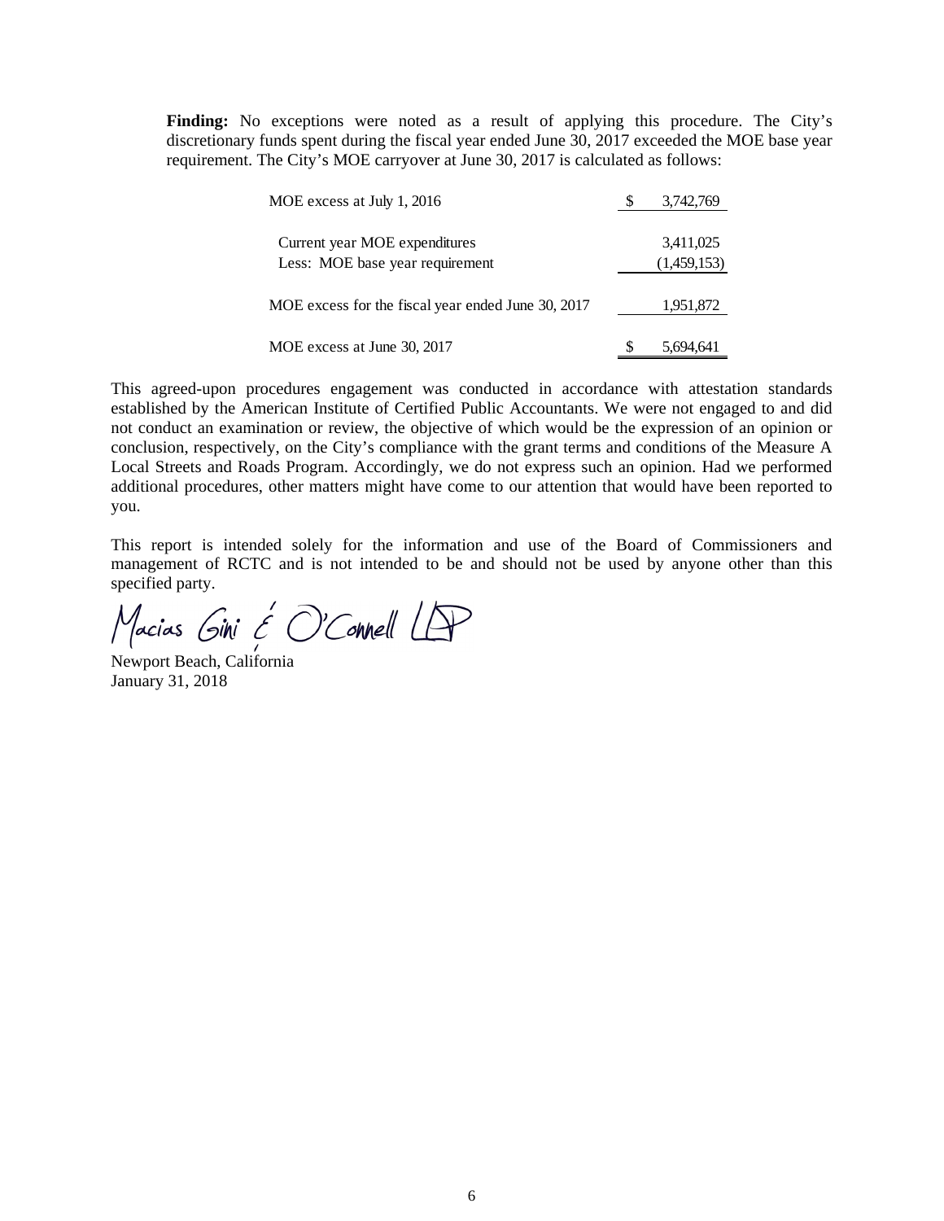**Finding:** No exceptions were noted as a result of applying this procedure. The City's discretionary funds spent during the fiscal year ended June 30, 2017 exceeded the MOE base year requirement. The City's MOE carryover at June 30, 2017 is calculated as follows:

| | | |
|---|---|---|
| MOE excess at July 1, 2016 | $ | 3,742,769 |
| Current year MOE expenditures | | 3,411,025 |
| Less: MOE base year requirement | | (1,459,153) |
| MOE excess for the fiscal year ended June 30, 2017 | | 1,951,872 |
| MOE excess at June 30, 2017 | $ | 5,694,641 |

This agreed-upon procedures engagement was conducted in accordance with attestation standards established by the American Institute of Certified Public Accountants. We were not engaged to and did not conduct an examination or review, the objective of which would be the expression of an opinion or conclusion, respectively, on the City's compliance with the grant terms and conditions of the Measure A Local Streets and Roads Program. Accordingly, we do not express such an opinion. Had we performed additional procedures, other matters might have come to our attention that would have been reported to you.

This report is intended solely for the information and use of the Board of Commissioners and management of RCTC and is not intended to be and should not be used by anyone other than this specified party.

Macias Gini & O'Connell LLP

Newport Beach, California
January 31, 2018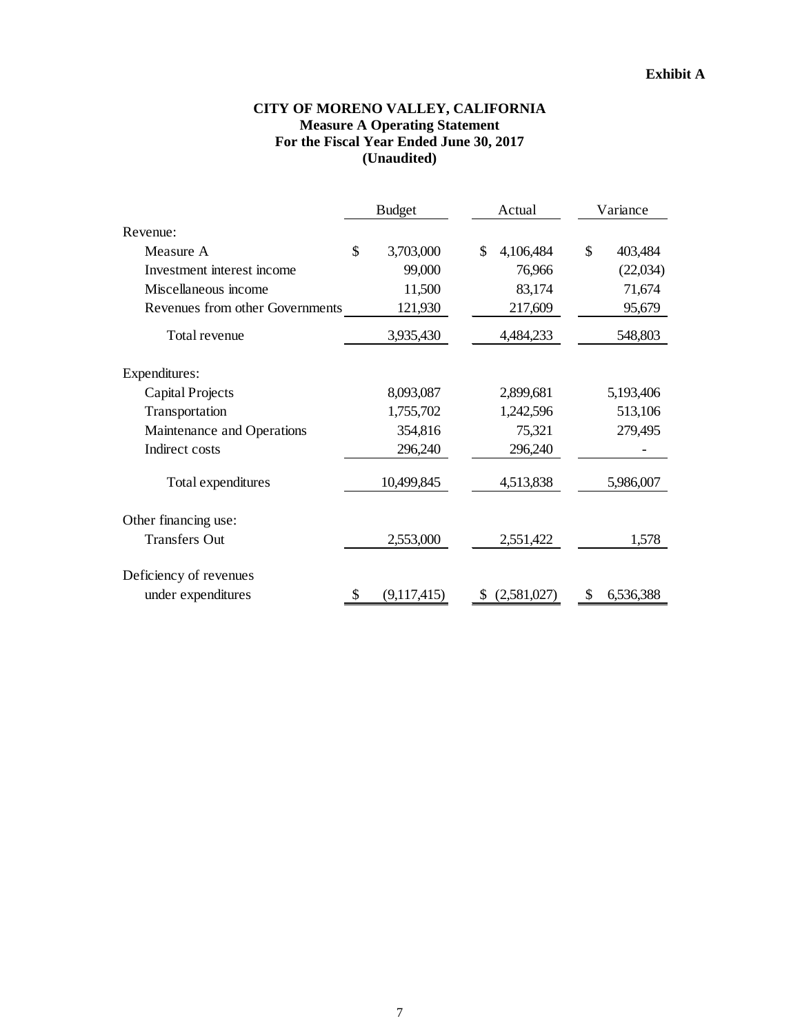**Exhibit A**

**CITY OF MORENO VALLEY, CALIFORNIA**
**Measure A Operating Statement**
**For the Fiscal Year Ended June 30, 2017**
**(Unaudited)**

| | Budget | Actual | Variance |
|---|---|---|---|
| Revenue: | | | |
| Measure A | $ 3,703,000 | $ 4,106,484 | $ 403,484 |
| Investment interest income | 99,000 | 76,966 | (22,034) |
| Miscellaneous income | 11,500 | 83,174 | 71,674 |
| Revenues from other Governments | 121,930 | 217,609 | 95,679 |
| Total revenue | 3,935,430 | 4,484,233 | 548,803 |
| Expenditures: | | | |
| Capital Projects | 8,093,087 | 2,899,681 | 5,193,406 |
| Transportation | 1,755,702 | 1,242,596 | 513,106 |
| Maintenance and Operations | 354,816 | 75,321 | 279,495 |
| Indirect costs | 296,240 | 296,240 | - |
| Total expenditures | 10,499,845 | 4,513,838 | 5,986,007 |
| Other financing use: | | | |
| Transfers Out | 2,553,000 | 2,551,422 | 1,578 |
| Deficiency of revenues under expenditures | $ (9,117,415) | $ (2,581,027) | $ 6,536,388 |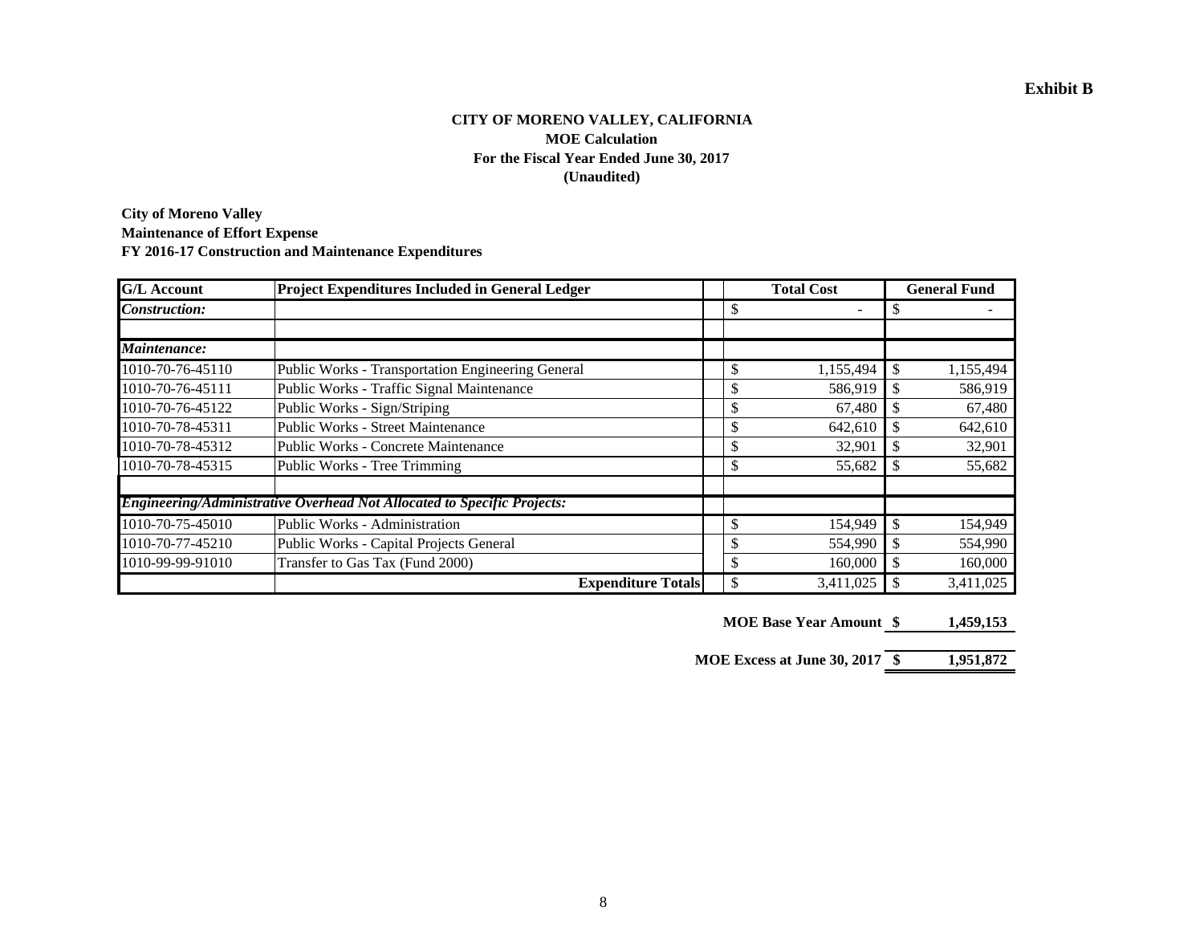**Exhibit B**

### CITY OF MORENO VALLEY, CALIFORNIA
### MOE Calculation
### For the Fiscal Year Ended June 30, 2017
### (Unaudited)

**City of Moreno Valley**
**Maintenance of Effort Expense**
**FY 2016-17 Construction and Maintenance Expenditures**

| G/L Account | Project Expenditures Included in General Ledger | Total Cost | General Fund |
|---|---|---|---|
| *Construction:* | | $ - | $ - |
| | | | |
| *Maintenance:* | | | |
| 1010-70-76-45110 | Public Works - Transportation Engineering General | $ 1,155,494 | $ 1,155,494 |
| 1010-70-76-45111 | Public Works - Traffic Signal Maintenance | $ 586,919 | $ 586,919 |
| 1010-70-76-45122 | Public Works - Sign/Striping | $ 67,480 | $ 67,480 |
| 1010-70-78-45311 | Public Works - Street Maintenance | $ 642,610 | $ 642,610 |
| 1010-70-78-45312 | Public Works - Concrete Maintenance | $ 32,901 | $ 32,901 |
| 1010-70-78-45315 | Public Works - Tree Trimming | $ 55,682 | $ 55,682 |
| | | | |
| ***Engineering/Administrative Overhead Not Allocated to Specific Projects:*** | | | |
| 1010-70-75-45010 | Public Works - Administration | $ 154,949 | $ 154,949 |
| 1010-70-77-45210 | Public Works - Capital Projects General | $ 554,990 | $ 554,990 |
| 1010-99-99-91010 | Transfer to Gas Tax (Fund 2000) | $ 160,000 | $ 160,000 |
| | **Expenditure Totals** | $ 3,411,025 | $ 3,411,025 |

**MOE Base Year Amount $ 1,459,153**

**MOE Excess at June 30, 2017 $ 1,951,872**